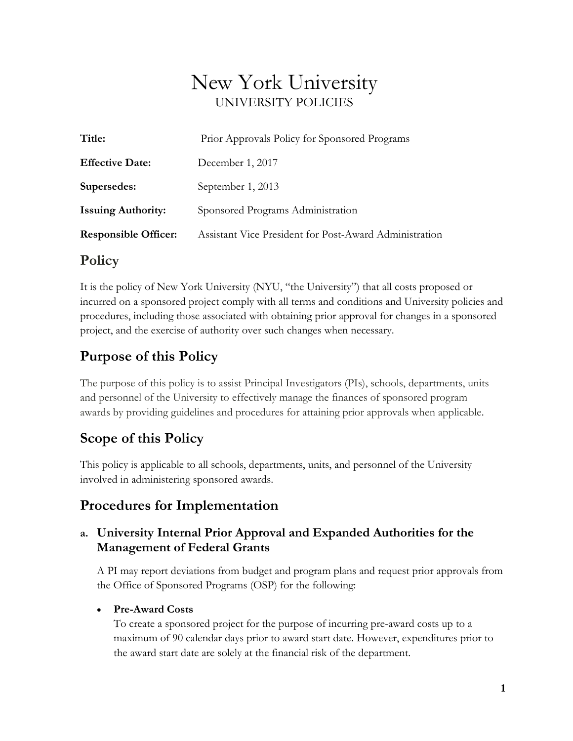# New York University

UNIVERSITY POLICIES

| | |
|---|---|
| **Title:** | Prior Approvals Policy for Sponsored Programs |
| **Effective Date:** | December 1, 2017 |
| **Supersedes:** | September 1, 2013 |
| **Issuing Authority:** | Sponsored Programs Administration |
| **Responsible Officer:** | Assistant Vice President for Post-Award Administration |

## Policy

It is the policy of New York University (NYU, "the University") that all costs proposed or incurred on a sponsored project comply with all terms and conditions and University policies and procedures, including those associated with obtaining prior approval for changes in a sponsored project, and the exercise of authority over such changes when necessary.

## Purpose of this Policy

The purpose of this policy is to assist Principal Investigators (PIs), schools, departments, units and personnel of the University to effectively manage the finances of sponsored program awards by providing guidelines and procedures for attaining prior approvals when applicable.

## Scope of this Policy

This policy is applicable to all schools, departments, units, and personnel of the University involved in administering sponsored awards.

## Procedures for Implementation

### a. University Internal Prior Approval and Expanded Authorities for the Management of Federal Grants

A PI may report deviations from budget and program plans and request prior approvals from the Office of Sponsored Programs (OSP) for the following:

- **Pre-Award Costs**
  To create a sponsored project for the purpose of incurring pre-award costs up to a maximum of 90 calendar days prior to award start date. However, expenditures prior to the award start date are solely at the financial risk of the department.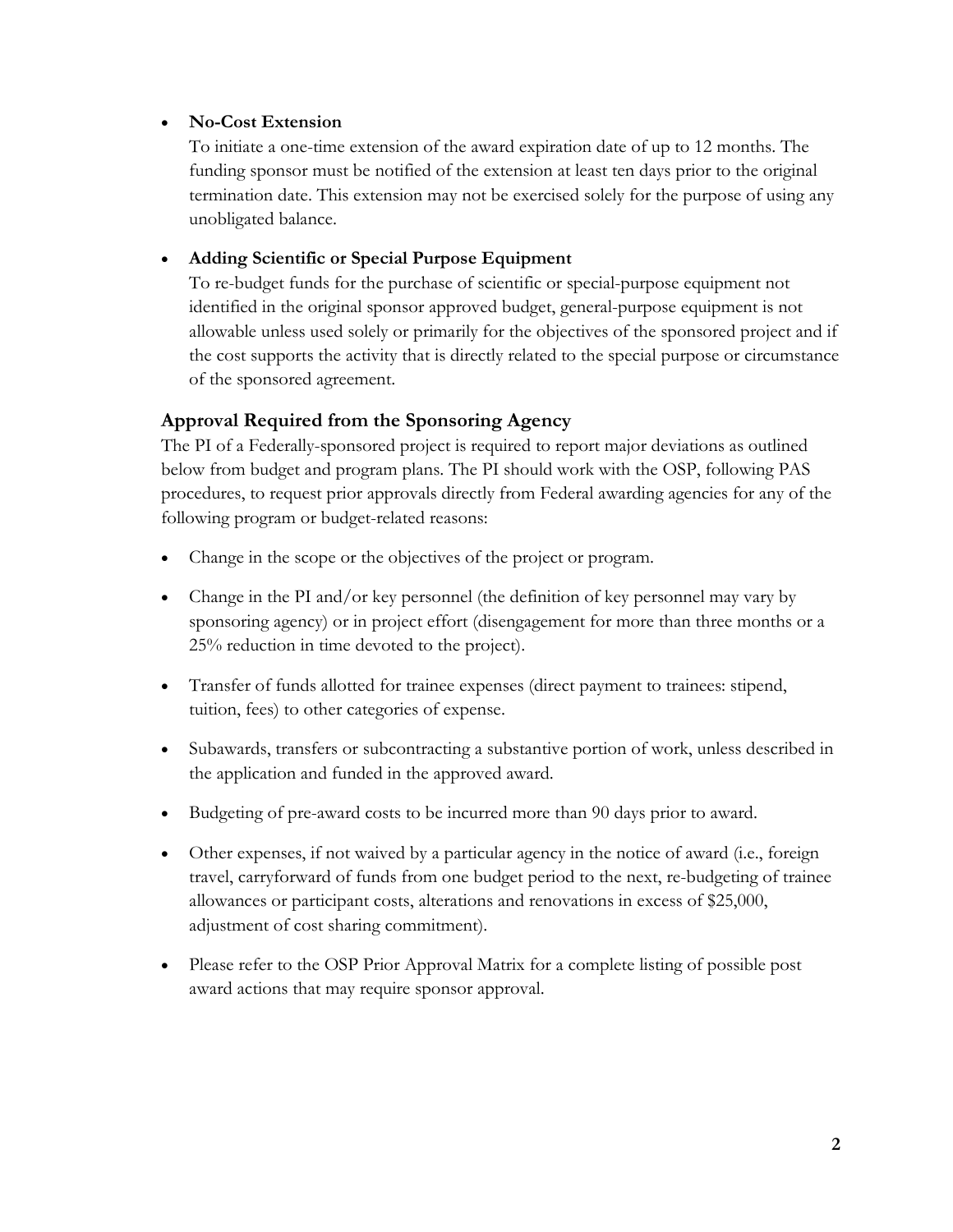- **No-Cost Extension**
  To initiate a one-time extension of the award expiration date of up to 12 months. The funding sponsor must be notified of the extension at least ten days prior to the original termination date. This extension may not be exercised solely for the purpose of using any unobligated balance.

- **Adding Scientific or Special Purpose Equipment**
  To re-budget funds for the purchase of scientific or special-purpose equipment not identified in the original sponsor approved budget, general-purpose equipment is not allowable unless used solely or primarily for the objectives of the sponsored project and if the cost supports the activity that is directly related to the special purpose or circumstance of the sponsored agreement.

## Approval Required from the Sponsoring Agency

The PI of a Federally-sponsored project is required to report major deviations as outlined below from budget and program plans. The PI should work with the OSP, following PAS procedures, to request prior approvals directly from Federal awarding agencies for any of the following program or budget-related reasons:

- Change in the scope or the objectives of the project or program.
- Change in the PI and/or key personnel (the definition of key personnel may vary by sponsoring agency) or in project effort (disengagement for more than three months or a 25% reduction in time devoted to the project).
- Transfer of funds allotted for trainee expenses (direct payment to trainees: stipend, tuition, fees) to other categories of expense.
- Subawards, transfers or subcontracting a substantive portion of work, unless described in the application and funded in the approved award.
- Budgeting of pre-award costs to be incurred more than 90 days prior to award.
- Other expenses, if not waived by a particular agency in the notice of award (i.e., foreign travel, carryforward of funds from one budget period to the next, re-budgeting of trainee allowances or participant costs, alterations and renovations in excess of $25,000, adjustment of cost sharing commitment).
- Please refer to the OSP Prior Approval Matrix for a complete listing of possible post award actions that may require sponsor approval.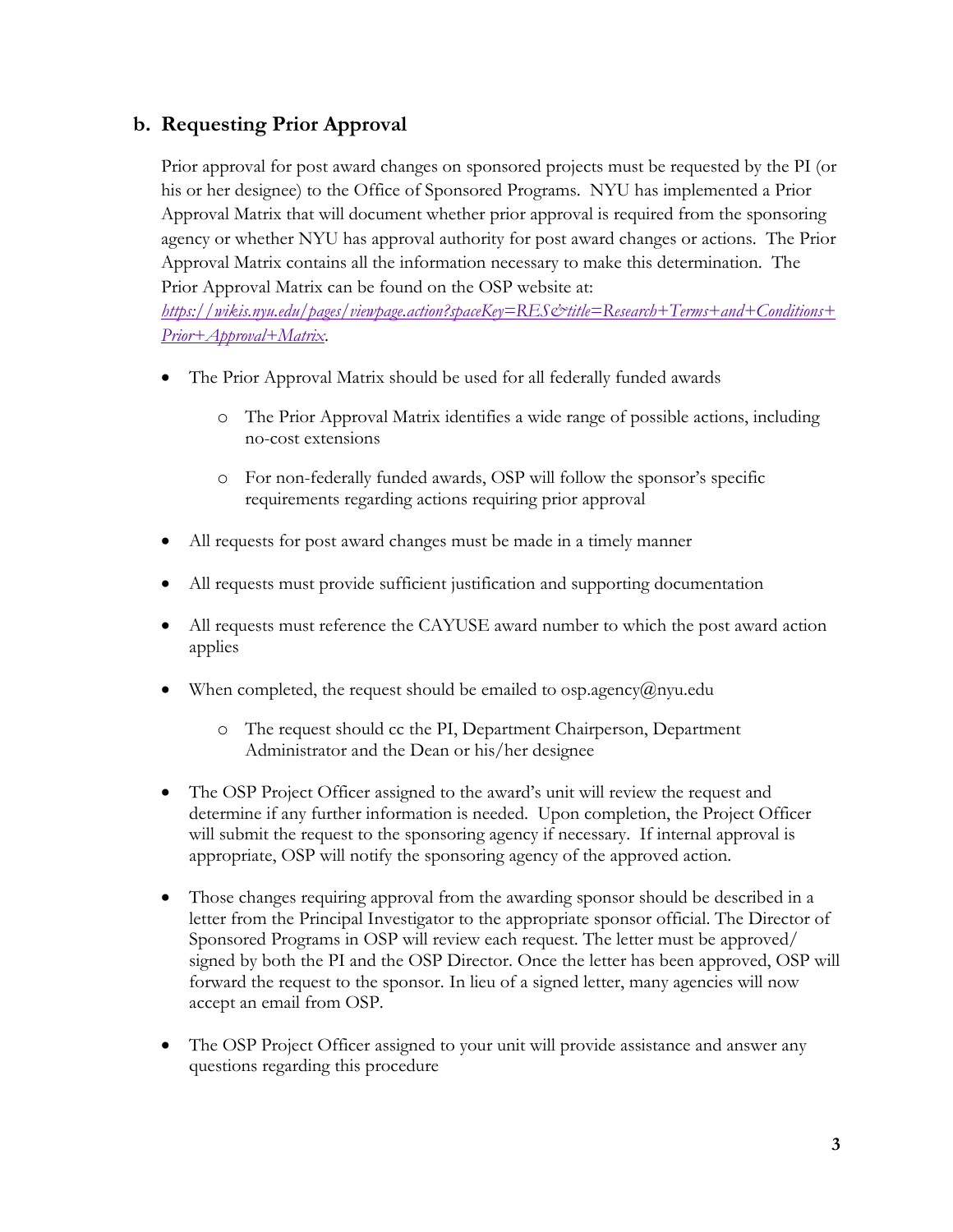## b. Requesting Prior Approval

Prior approval for post award changes on sponsored projects must be requested by the PI (or his or her designee) to the Office of Sponsored Programs. NYU has implemented a Prior Approval Matrix that will document whether prior approval is required from the sponsoring agency or whether NYU has approval authority for post award changes or actions. The Prior Approval Matrix contains all the information necessary to make this determination. The Prior Approval Matrix can be found on the OSP website at: [https://wikis.nyu.edu/pages/viewpage.action?spaceKey=RES&title=Research+Terms+and+Conditions+Prior+Approval+Matrix](https://wikis.nyu.edu/pages/viewpage.action?spaceKey=RES&title=Research+Terms+and+Conditions+Prior+Approval+Matrix).

- The Prior Approval Matrix should be used for all federally funded awards
  - The Prior Approval Matrix identifies a wide range of possible actions, including no-cost extensions
  - For non-federally funded awards, OSP will follow the sponsor's specific requirements regarding actions requiring prior approval
- All requests for post award changes must be made in a timely manner
- All requests must provide sufficient justification and supporting documentation
- All requests must reference the CAYUSE award number to which the post award action applies
- When completed, the request should be emailed to osp.agency@nyu.edu
  - The request should cc the PI, Department Chairperson, Department Administrator and the Dean or his/her designee
- The OSP Project Officer assigned to the award's unit will review the request and determine if any further information is needed. Upon completion, the Project Officer will submit the request to the sponsoring agency if necessary. If internal approval is appropriate, OSP will notify the sponsoring agency of the approved action.
- Those changes requiring approval from the awarding sponsor should be described in a letter from the Principal Investigator to the appropriate sponsor official. The Director of Sponsored Programs in OSP will review each request. The letter must be approved/ signed by both the PI and the OSP Director. Once the letter has been approved, OSP will forward the request to the sponsor. In lieu of a signed letter, many agencies will now accept an email from OSP.
- The OSP Project Officer assigned to your unit will provide assistance and answer any questions regarding this procedure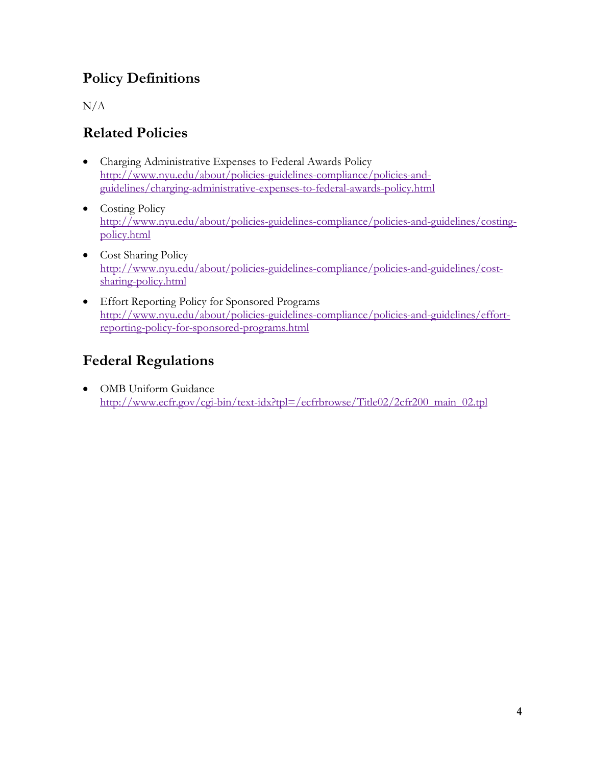## Policy Definitions

N/A

## Related Policies

- Charging Administrative Expenses to Federal Awards Policy
  http://www.nyu.edu/about/policies-guidelines-compliance/policies-and-guidelines/charging-administrative-expenses-to-federal-awards-policy.html

- Costing Policy
  http://www.nyu.edu/about/policies-guidelines-compliance/policies-and-guidelines/costing-policy.html

- Cost Sharing Policy
  http://www.nyu.edu/about/policies-guidelines-compliance/policies-and-guidelines/cost-sharing-policy.html

- Effort Reporting Policy for Sponsored Programs
  http://www.nyu.edu/about/policies-guidelines-compliance/policies-and-guidelines/effort-reporting-policy-for-sponsored-programs.html

## Federal Regulations

- OMB Uniform Guidance
  http://www.ecfr.gov/cgi-bin/text-idx?tpl=/ecfrbrowse/Title02/2cfr200_main_02.tpl